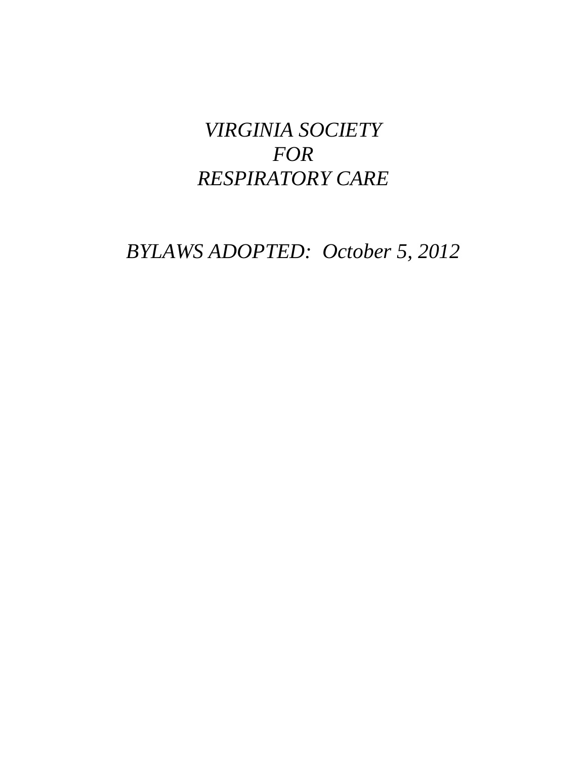*VIRGINIA SOCIETY*
*FOR*
*RESPIRATORY CARE*

*BYLAWS ADOPTED:  October 5, 2012*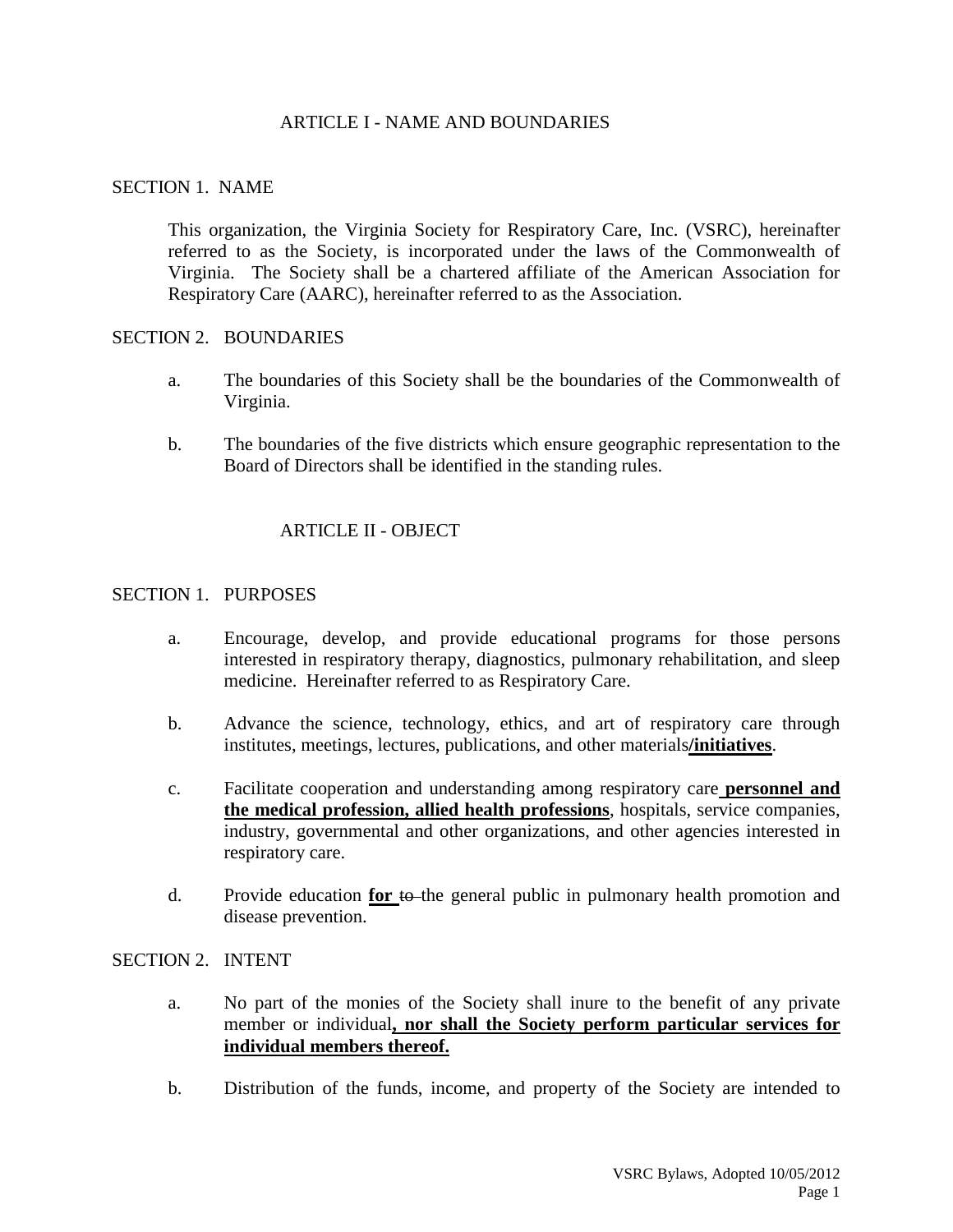## ARTICLE I - NAME AND BOUNDARIES

### SECTION 1. NAME

This organization, the Virginia Society for Respiratory Care, Inc. (VSRC), hereinafter referred to as the Society, is incorporated under the laws of the Commonwealth of Virginia. The Society shall be a chartered affiliate of the American Association for Respiratory Care (AARC), hereinafter referred to as the Association.

### SECTION 2. BOUNDARIES

a. The boundaries of this Society shall be the boundaries of the Commonwealth of Virginia.

b. The boundaries of the five districts which ensure geographic representation to the Board of Directors shall be identified in the standing rules.

## ARTICLE II - OBJECT

### SECTION 1. PURPOSES

a. Encourage, develop, and provide educational programs for those persons interested in respiratory therapy, diagnostics, pulmonary rehabilitation, and sleep medicine. Hereinafter referred to as Respiratory Care.

b. Advance the science, technology, ethics, and art of respiratory care through institutes, meetings, lectures, publications, and other materials**/initiatives**.

c. Facilitate cooperation and understanding among respiratory care **personnel and the medical profession, allied health professions**, hospitals, service companies, industry, governmental and other organizations, and other agencies interested in respiratory care.

d. Provide education **for** ~~to~~ the general public in pulmonary health promotion and disease prevention.

### SECTION 2. INTENT

a. No part of the monies of the Society shall inure to the benefit of any private member or individual**, nor shall the Society perform particular services for individual members thereof.**

b. Distribution of the funds, income, and property of the Society are intended to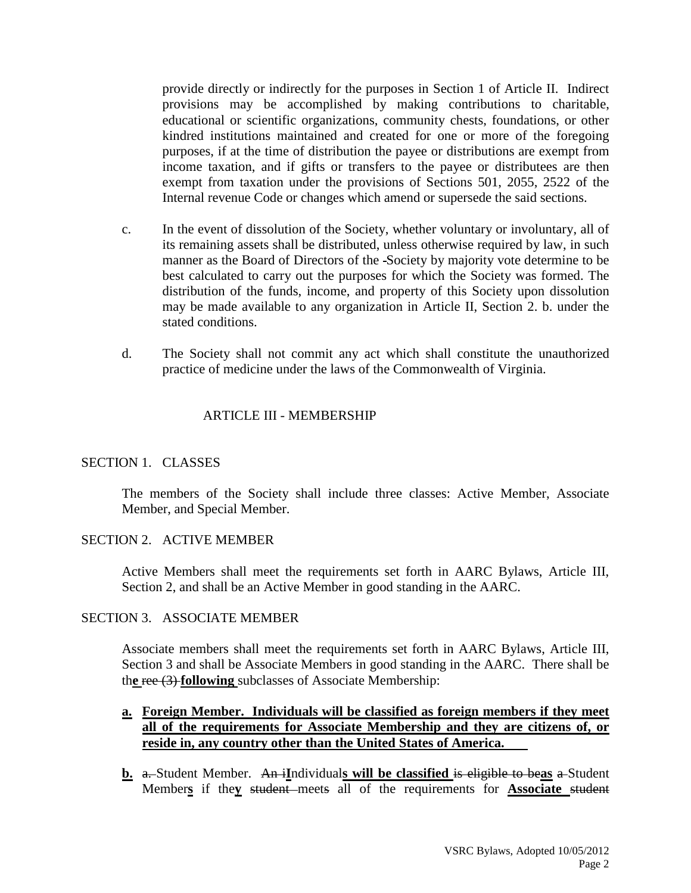provide directly or indirectly for the purposes in Section 1 of Article II. Indirect provisions may be accomplished by making contributions to charitable, educational or scientific organizations, community chests, foundations, or other kindred institutions maintained and created for one or more of the foregoing purposes, if at the time of distribution the payee or distributions are exempt from income taxation, and if gifts or transfers to the payee or distributees are then exempt from taxation under the provisions of Sections 501, 2055, 2522 of the Internal revenue Code or changes which amend or supersede the said sections.

c. In the event of dissolution of the Society, whether voluntary or involuntary, all of its remaining assets shall be distributed, unless otherwise required by law, in such manner as the Board of Directors of the Society by majority vote determine to be best calculated to carry out the purposes for which the Society was formed. The distribution of the funds, income, and property of this Society upon dissolution may be made available to any organization in Article II, Section 2. b. under the stated conditions.

d. The Society shall not commit any act which shall constitute the unauthorized practice of medicine under the laws of the Commonwealth of Virginia.

## ARTICLE III - MEMBERSHIP

### SECTION 1. CLASSES

The members of the Society shall include three classes: Active Member, Associate Member, and Special Member.

### SECTION 2. ACTIVE MEMBER

Active Members shall meet the requirements set forth in AARC Bylaws, Article III, Section 2, and shall be an Active Member in good standing in the AARC.

### SECTION 3. ASSOCIATE MEMBER

Associate members shall meet the requirements set forth in AARC Bylaws, Article III, Section 3 and shall be Associate Members in good standing in the AARC. There shall be th**e** ~~ree (3)~~ **following** subclasses of Associate Membership:

**a. Foreign Member. Individuals will be classified as foreign members if they meet all of the requirements for Associate Membership and they are citizens of, or reside in, any country other than the United States of America.**

**b.** ~~a.~~ Student Member. ~~An i~~**I**ndividual**s will be classified** ~~is eligible to be~~**as** ~~a~~ Student Member**s** if the**y** ~~student~~ meet~~s~~ all of the requirements for **Associate** ~~student~~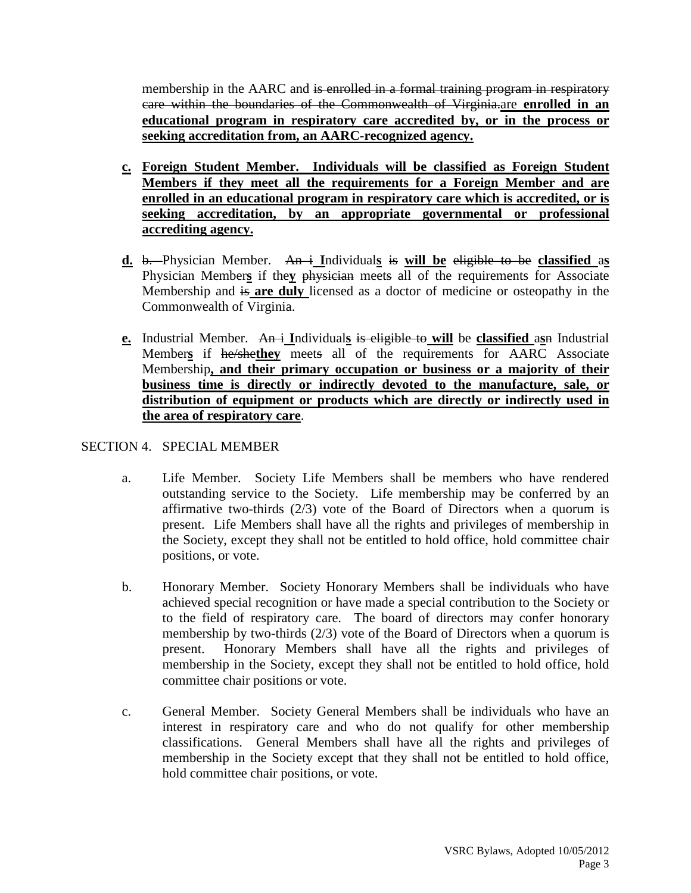membership in the AARC and ~~is enrolled in a formal training program in respiratory care within the boundaries of the Commonwealth of Virginia.~~are **enrolled in an educational program in respiratory care accredited by, or in the process or seeking accreditation from, an AARC-recognized agency.**

**c. Foreign Student Member. Individuals will be classified as Foreign Student Members if they meet all the requirements for a Foreign Member and are enrolled in an educational program in respiratory care which is accredited, or is seeking accreditation, by an appropriate governmental or professional accrediting agency.**

**d.** ~~b.~~ Physician Member. ~~An i~~ **I**ndividual**s** ~~is~~ **will be** ~~eligible to be~~ **classified** a**s** Physician Member**s** if the**y** ~~physician~~ meet~~s~~ all of the requirements for Associate Membership and ~~is~~ **are duly** licensed as a doctor of medicine or osteopathy in the Commonwealth of Virginia.

**e.** Industrial Member. ~~An i~~ **I**ndividual**s** ~~is eligible to~~ **will** be **classified** a**s**~~n~~ Industrial Member**s** if ~~he/she~~**they** meet~~s~~ all of the requirements for AARC Associate Membership**, and their primary occupation or business or a majority of their business time is directly or indirectly devoted to the manufacture, sale, or distribution of equipment or products which are directly or indirectly used in the area of respiratory care**.

SECTION 4. SPECIAL MEMBER

a. Life Member. Society Life Members shall be members who have rendered outstanding service to the Society. Life membership may be conferred by an affirmative two-thirds (2/3) vote of the Board of Directors when a quorum is present. Life Members shall have all the rights and privileges of membership in the Society, except they shall not be entitled to hold office, hold committee chair positions, or vote.

b. Honorary Member. Society Honorary Members shall be individuals who have achieved special recognition or have made a special contribution to the Society or to the field of respiratory care. The board of directors may confer honorary membership by two-thirds (2/3) vote of the Board of Directors when a quorum is present. Honorary Members shall have all the rights and privileges of membership in the Society, except they shall not be entitled to hold office, hold committee chair positions or vote.

c. General Member. Society General Members shall be individuals who have an interest in respiratory care and who do not qualify for other membership classifications. General Members shall have all the rights and privileges of membership in the Society except that they shall not be entitled to hold office, hold committee chair positions, or vote.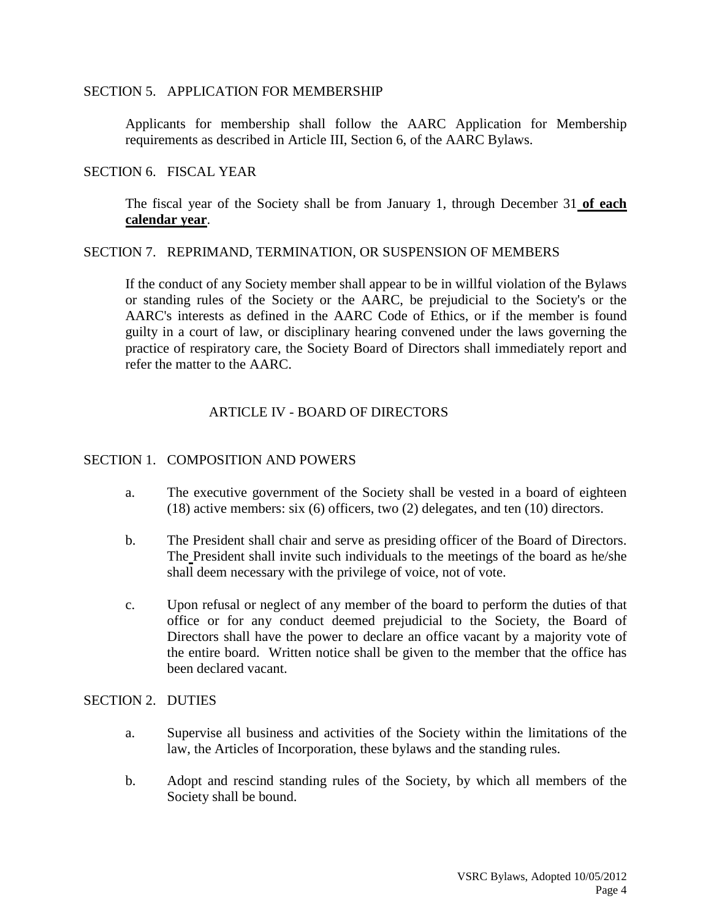SECTION 5. APPLICATION FOR MEMBERSHIP

Applicants for membership shall follow the AARC Application for Membership requirements as described in Article III, Section 6, of the AARC Bylaws.

SECTION 6. FISCAL YEAR

The fiscal year of the Society shall be from January 1, through December 31 **of each calendar year**.

SECTION 7. REPRIMAND, TERMINATION, OR SUSPENSION OF MEMBERS

If the conduct of any Society member shall appear to be in willful violation of the Bylaws or standing rules of the Society or the AARC, be prejudicial to the Society's or the AARC's interests as defined in the AARC Code of Ethics, or if the member is found guilty in a court of law, or disciplinary hearing convened under the laws governing the practice of respiratory care, the Society Board of Directors shall immediately report and refer the matter to the AARC.

## ARTICLE IV - BOARD OF DIRECTORS

SECTION 1. COMPOSITION AND POWERS

a. The executive government of the Society shall be vested in a board of eighteen (18) active members: six (6) officers, two (2) delegates, and ten (10) directors.

b. The President shall chair and serve as presiding officer of the Board of Directors. The President shall invite such individuals to the meetings of the board as he/she shall deem necessary with the privilege of voice, not of vote.

c. Upon refusal or neglect of any member of the board to perform the duties of that office or for any conduct deemed prejudicial to the Society, the Board of Directors shall have the power to declare an office vacant by a majority vote of the entire board. Written notice shall be given to the member that the office has been declared vacant.

SECTION 2. DUTIES

a. Supervise all business and activities of the Society within the limitations of the law, the Articles of Incorporation, these bylaws and the standing rules.

b. Adopt and rescind standing rules of the Society, by which all members of the Society shall be bound.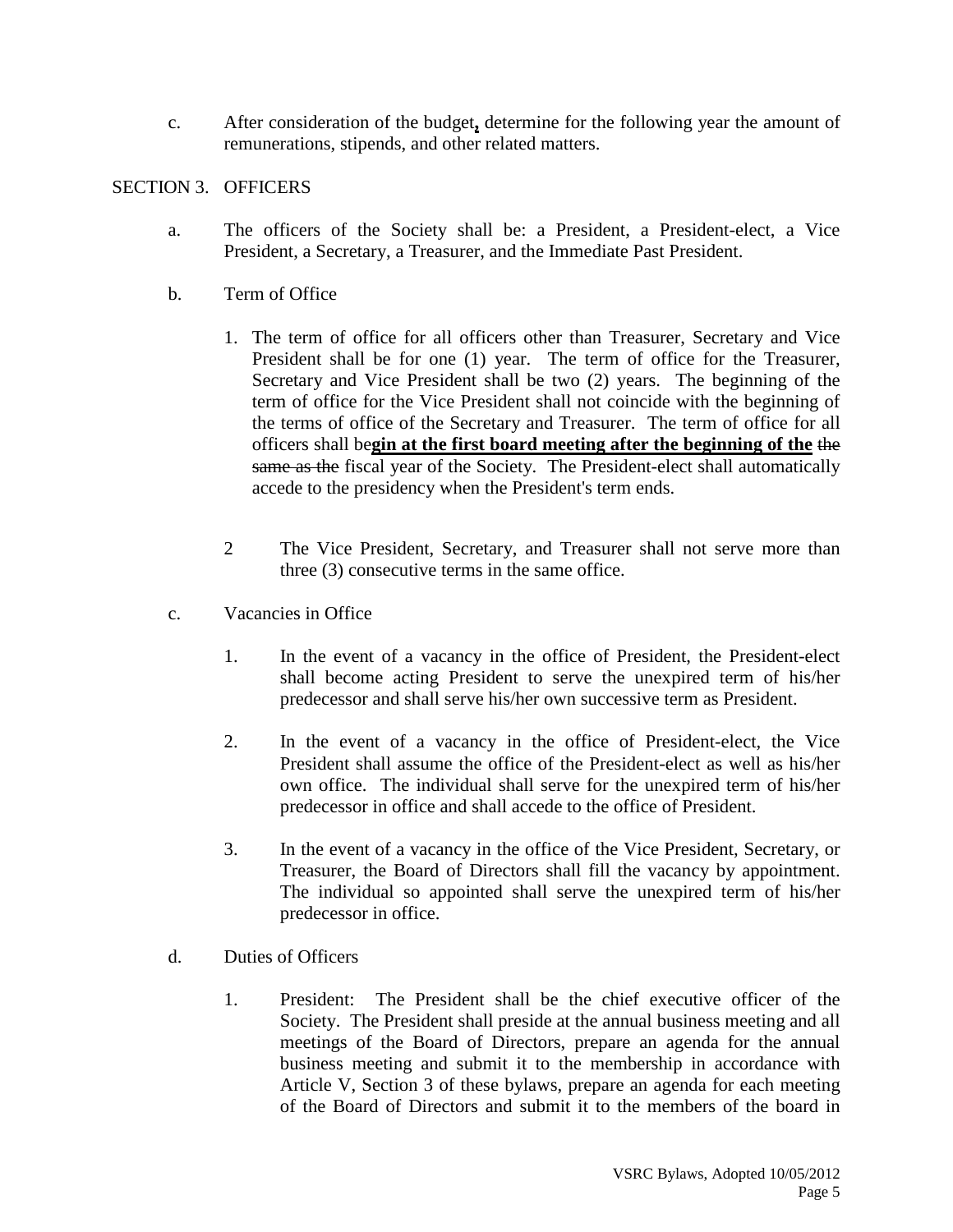c. After consideration of the budget**,** determine for the following year the amount of remunerations, stipends, and other related matters.

SECTION 3. OFFICERS

a. The officers of the Society shall be: a President, a President-elect, a Vice President, a Secretary, a Treasurer, and the Immediate Past President.

b. Term of Office

1. The term of office for all officers other than Treasurer, Secretary and Vice President shall be for one (1) year. The term of office for the Treasurer, Secretary and Vice President shall be two (2) years. The beginning of the term of office for the Vice President shall not coincide with the beginning of the terms of office of the Secretary and Treasurer. The term of office for all officers shall be**<u>gin at the first board meeting after the beginning of the</u>** ~~the same as the~~ fiscal year of the Society. The President-elect shall automatically accede to the presidency when the President's term ends.

2 The Vice President, Secretary, and Treasurer shall not serve more than three (3) consecutive terms in the same office.

c. Vacancies in Office

1. In the event of a vacancy in the office of President, the President-elect shall become acting President to serve the unexpired term of his/her predecessor and shall serve his/her own successive term as President.

2. In the event of a vacancy in the office of President-elect, the Vice President shall assume the office of the President-elect as well as his/her own office. The individual shall serve for the unexpired term of his/her predecessor in office and shall accede to the office of President.

3. In the event of a vacancy in the office of the Vice President, Secretary, or Treasurer, the Board of Directors shall fill the vacancy by appointment. The individual so appointed shall serve the unexpired term of his/her predecessor in office.

d. Duties of Officers

1. President: The President shall be the chief executive officer of the Society. The President shall preside at the annual business meeting and all meetings of the Board of Directors, prepare an agenda for the annual business meeting and submit it to the membership in accordance with Article V, Section 3 of these bylaws, prepare an agenda for each meeting of the Board of Directors and submit it to the members of the board in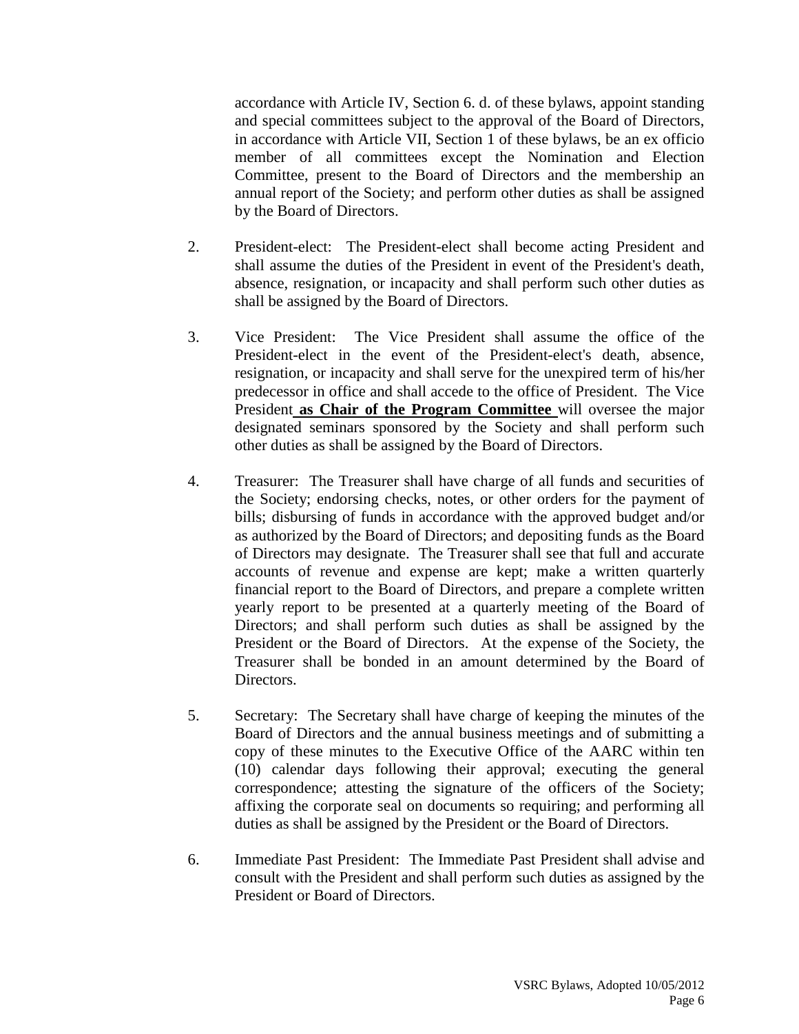accordance with Article IV, Section 6. d. of these bylaws, appoint standing and special committees subject to the approval of the Board of Directors, in accordance with Article VII, Section 1 of these bylaws, be an ex officio member of all committees except the Nomination and Election Committee, present to the Board of Directors and the membership an annual report of the Society; and perform other duties as shall be assigned by the Board of Directors.

2. President-elect: The President-elect shall become acting President and shall assume the duties of the President in event of the President's death, absence, resignation, or incapacity and shall perform such other duties as shall be assigned by the Board of Directors.

3. Vice President: The Vice President shall assume the office of the President-elect in the event of the President-elect's death, absence, resignation, or incapacity and shall serve for the unexpired term of his/her predecessor in office and shall accede to the office of President. The Vice President **as Chair of the Program Committee** will oversee the major designated seminars sponsored by the Society and shall perform such other duties as shall be assigned by the Board of Directors.

4. Treasurer: The Treasurer shall have charge of all funds and securities of the Society; endorsing checks, notes, or other orders for the payment of bills; disbursing of funds in accordance with the approved budget and/or as authorized by the Board of Directors; and depositing funds as the Board of Directors may designate. The Treasurer shall see that full and accurate accounts of revenue and expense are kept; make a written quarterly financial report to the Board of Directors, and prepare a complete written yearly report to be presented at a quarterly meeting of the Board of Directors; and shall perform such duties as shall be assigned by the President or the Board of Directors. At the expense of the Society, the Treasurer shall be bonded in an amount determined by the Board of Directors.

5. Secretary: The Secretary shall have charge of keeping the minutes of the Board of Directors and the annual business meetings and of submitting a copy of these minutes to the Executive Office of the AARC within ten (10) calendar days following their approval; executing the general correspondence; attesting the signature of the officers of the Society; affixing the corporate seal on documents so requiring; and performing all duties as shall be assigned by the President or the Board of Directors.

6. Immediate Past President: The Immediate Past President shall advise and consult with the President and shall perform such duties as assigned by the President or Board of Directors.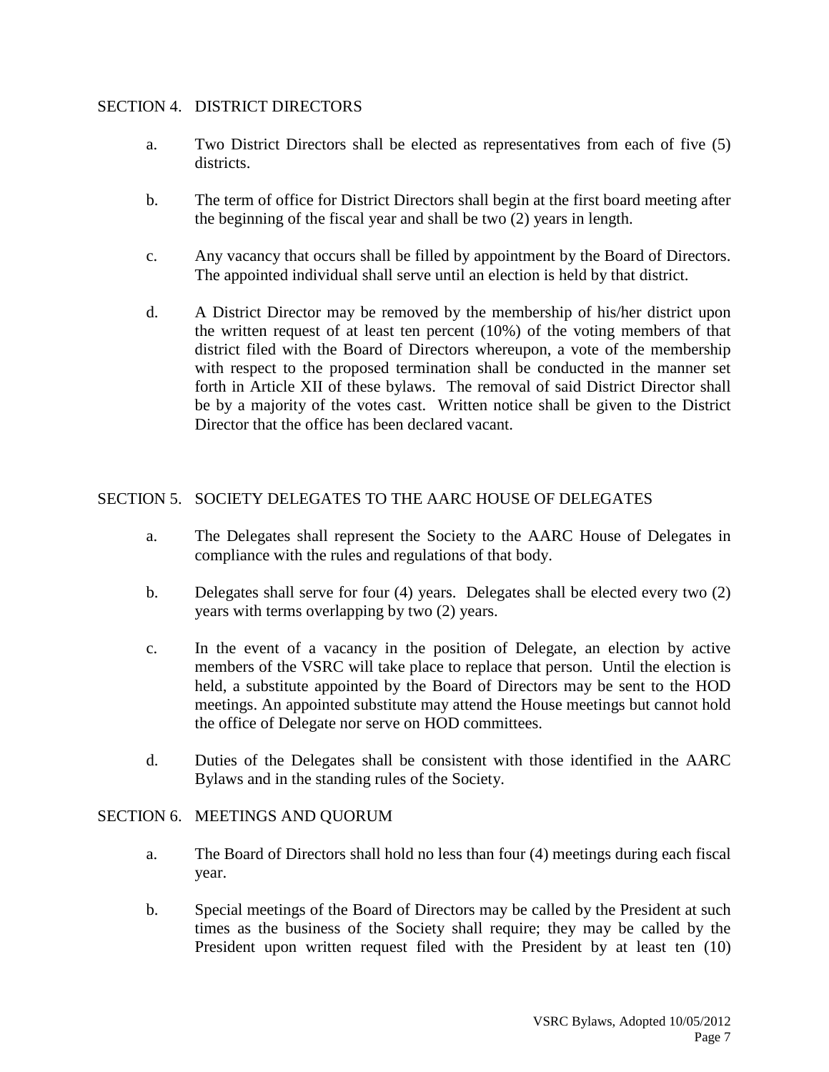## SECTION 4. DISTRICT DIRECTORS

a. Two District Directors shall be elected as representatives from each of five (5) districts.

b. The term of office for District Directors shall begin at the first board meeting after the beginning of the fiscal year and shall be two (2) years in length.

c. Any vacancy that occurs shall be filled by appointment by the Board of Directors. The appointed individual shall serve until an election is held by that district.

d. A District Director may be removed by the membership of his/her district upon the written request of at least ten percent (10%) of the voting members of that district filed with the Board of Directors whereupon, a vote of the membership with respect to the proposed termination shall be conducted in the manner set forth in Article XII of these bylaws. The removal of said District Director shall be by a majority of the votes cast. Written notice shall be given to the District Director that the office has been declared vacant.

## SECTION 5. SOCIETY DELEGATES TO THE AARC HOUSE OF DELEGATES

a. The Delegates shall represent the Society to the AARC House of Delegates in compliance with the rules and regulations of that body.

b. Delegates shall serve for four (4) years. Delegates shall be elected every two (2) years with terms overlapping by two (2) years.

c. In the event of a vacancy in the position of Delegate, an election by active members of the VSRC will take place to replace that person. Until the election is held, a substitute appointed by the Board of Directors may be sent to the HOD meetings. An appointed substitute may attend the House meetings but cannot hold the office of Delegate nor serve on HOD committees.

d. Duties of the Delegates shall be consistent with those identified in the AARC Bylaws and in the standing rules of the Society.

## SECTION 6. MEETINGS AND QUORUM

a. The Board of Directors shall hold no less than four (4) meetings during each fiscal year.

b. Special meetings of the Board of Directors may be called by the President at such times as the business of the Society shall require; they may be called by the President upon written request filed with the President by at least ten (10)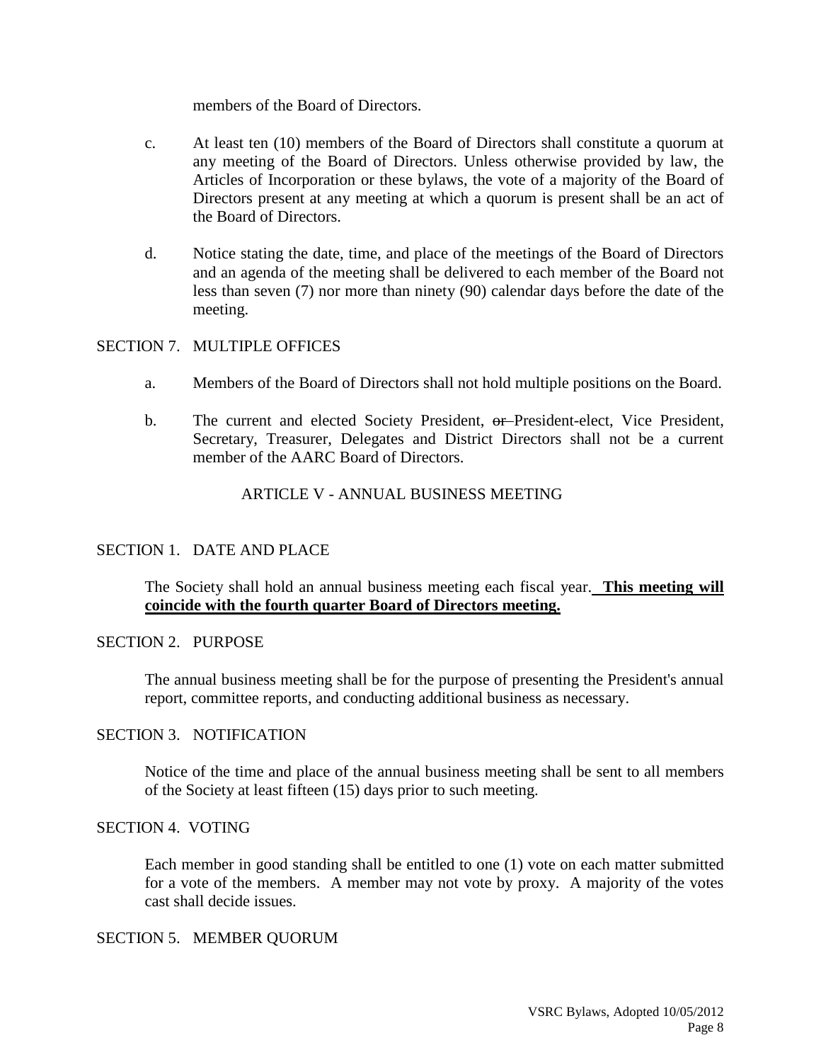members of the Board of Directors.

c. At least ten (10) members of the Board of Directors shall constitute a quorum at any meeting of the Board of Directors. Unless otherwise provided by law, the Articles of Incorporation or these bylaws, the vote of a majority of the Board of Directors present at any meeting at which a quorum is present shall be an act of the Board of Directors.

d. Notice stating the date, time, and place of the meetings of the Board of Directors and an agenda of the meeting shall be delivered to each member of the Board not less than seven (7) nor more than ninety (90) calendar days before the date of the meeting.

SECTION 7. MULTIPLE OFFICES

a. Members of the Board of Directors shall not hold multiple positions on the Board.

b. The current and elected Society President, ~~or~~ President-elect, Vice President, Secretary, Treasurer, Delegates and District Directors shall not be a current member of the AARC Board of Directors.

## ARTICLE V - ANNUAL BUSINESS MEETING

SECTION 1. DATE AND PLACE

The Society shall hold an annual business meeting each fiscal year. **<u>This meeting will coincide with the fourth quarter Board of Directors meeting.</u>**

SECTION 2. PURPOSE

The annual business meeting shall be for the purpose of presenting the President's annual report, committee reports, and conducting additional business as necessary.

SECTION 3. NOTIFICATION

Notice of the time and place of the annual business meeting shall be sent to all members of the Society at least fifteen (15) days prior to such meeting.

SECTION 4. VOTING

Each member in good standing shall be entitled to one (1) vote on each matter submitted for a vote of the members. A member may not vote by proxy. A majority of the votes cast shall decide issues.

SECTION 5. MEMBER QUORUM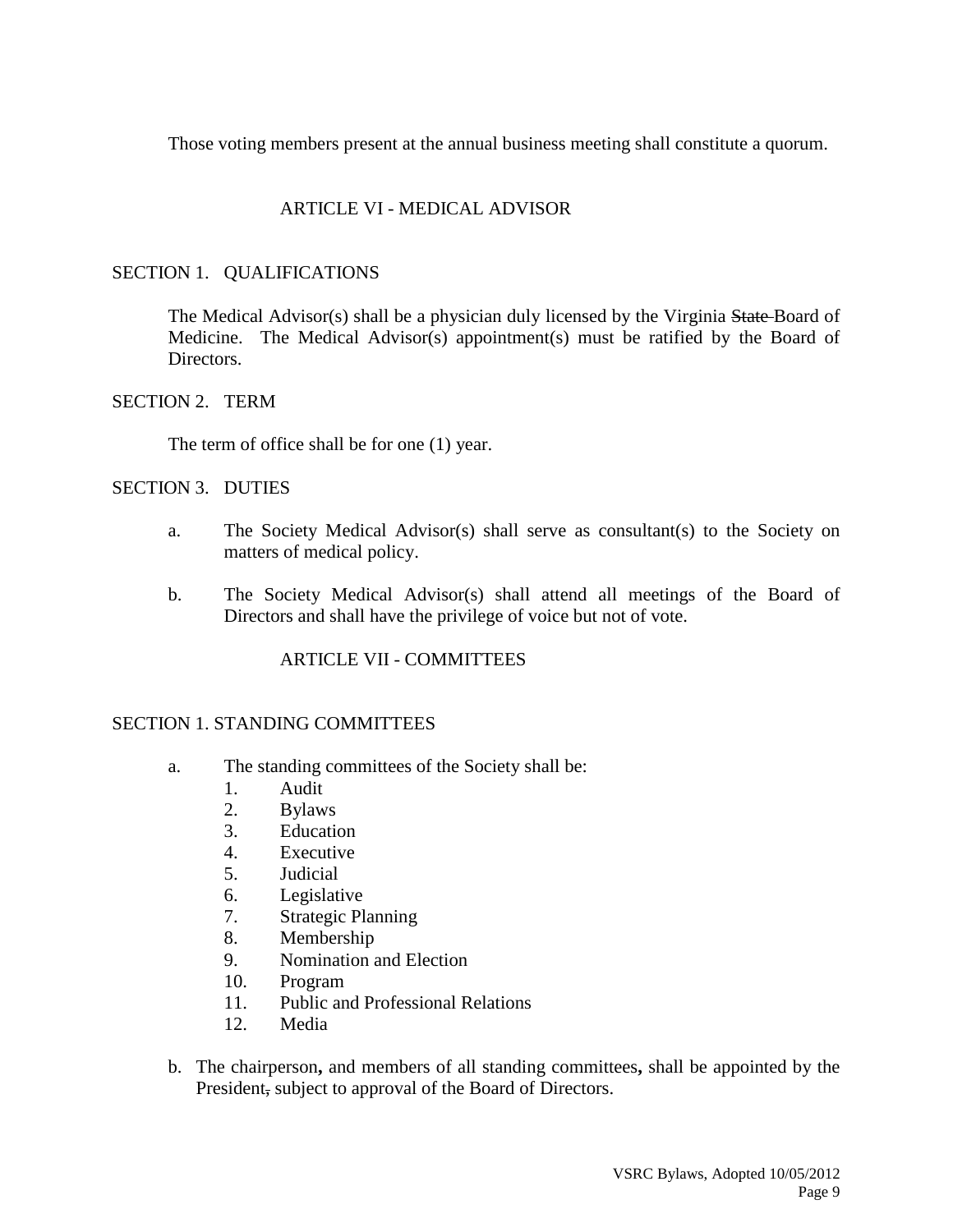Those voting members present at the annual business meeting shall constitute a quorum.

## ARTICLE VI - MEDICAL ADVISOR

### SECTION 1. QUALIFICATIONS

The Medical Advisor(s) shall be a physician duly licensed by the Virginia ~~State~~ Board of Medicine. The Medical Advisor(s) appointment(s) must be ratified by the Board of Directors.

### SECTION 2. TERM

The term of office shall be for one (1) year.

### SECTION 3. DUTIES

a. The Society Medical Advisor(s) shall serve as consultant(s) to the Society on matters of medical policy.

b. The Society Medical Advisor(s) shall attend all meetings of the Board of Directors and shall have the privilege of voice but not of vote.

## ARTICLE VII - COMMITTEES

### SECTION 1. STANDING COMMITTEES

a. The standing committees of the Society shall be:
   1. Audit
   2. Bylaws
   3. Education
   4. Executive
   5. Judicial
   6. Legislative
   7. Strategic Planning
   8. Membership
   9. Nomination and Election
   10. Program
   11. Public and Professional Relations
   12. Media

b. The chairperson**,** and members of all standing committees**,** shall be appointed by the President~~,~~ subject to approval of the Board of Directors.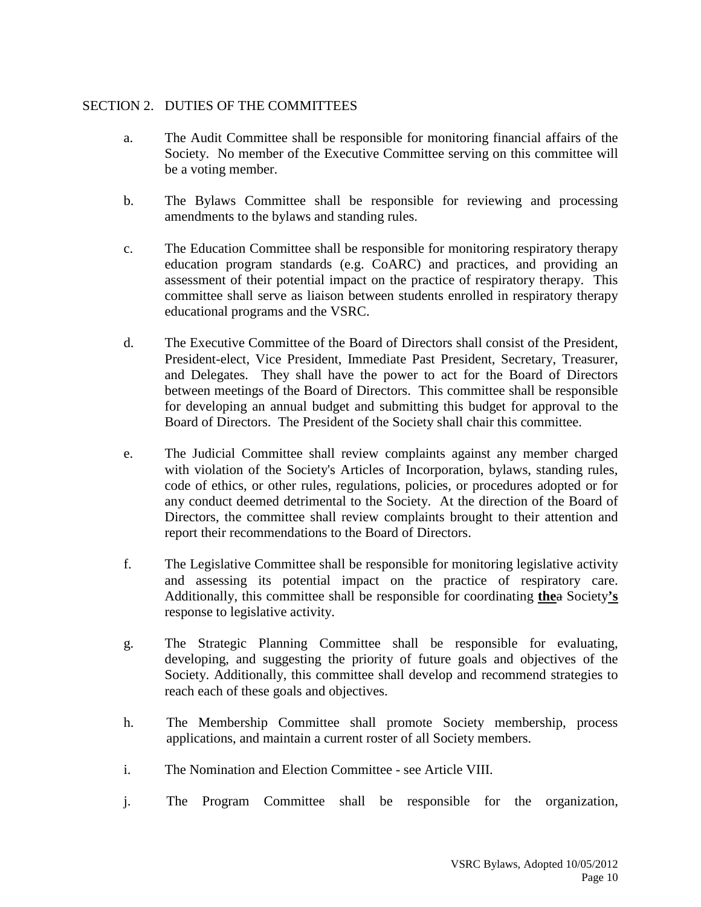## SECTION 2. DUTIES OF THE COMMITTEES

a. The Audit Committee shall be responsible for monitoring financial affairs of the Society. No member of the Executive Committee serving on this committee will be a voting member.

b. The Bylaws Committee shall be responsible for reviewing and processing amendments to the bylaws and standing rules.

c. The Education Committee shall be responsible for monitoring respiratory therapy education program standards (e.g. CoARC) and practices, and providing an assessment of their potential impact on the practice of respiratory therapy. This committee shall serve as liaison between students enrolled in respiratory therapy educational programs and the VSRC.

d. The Executive Committee of the Board of Directors shall consist of the President, President-elect, Vice President, Immediate Past President, Secretary, Treasurer, and Delegates. They shall have the power to act for the Board of Directors between meetings of the Board of Directors. This committee shall be responsible for developing an annual budget and submitting this budget for approval to the Board of Directors. The President of the Society shall chair this committee.

e. The Judicial Committee shall review complaints against any member charged with violation of the Society's Articles of Incorporation, bylaws, standing rules, code of ethics, or other rules, regulations, policies, or procedures adopted or for any conduct deemed detrimental to the Society. At the direction of the Board of Directors, the committee shall review complaints brought to their attention and report their recommendations to the Board of Directors.

f. The Legislative Committee shall be responsible for monitoring legislative activity and assessing its potential impact on the practice of respiratory care. Additionally, this committee shall be responsible for coordinating **the**~~a~~ Society**'s** response to legislative activity.

g. The Strategic Planning Committee shall be responsible for evaluating, developing, and suggesting the priority of future goals and objectives of the Society. Additionally, this committee shall develop and recommend strategies to reach each of these goals and objectives.

h. The Membership Committee shall promote Society membership, process applications, and maintain a current roster of all Society members.

i. The Nomination and Election Committee - see Article VIII.

j. The Program Committee shall be responsible for the organization,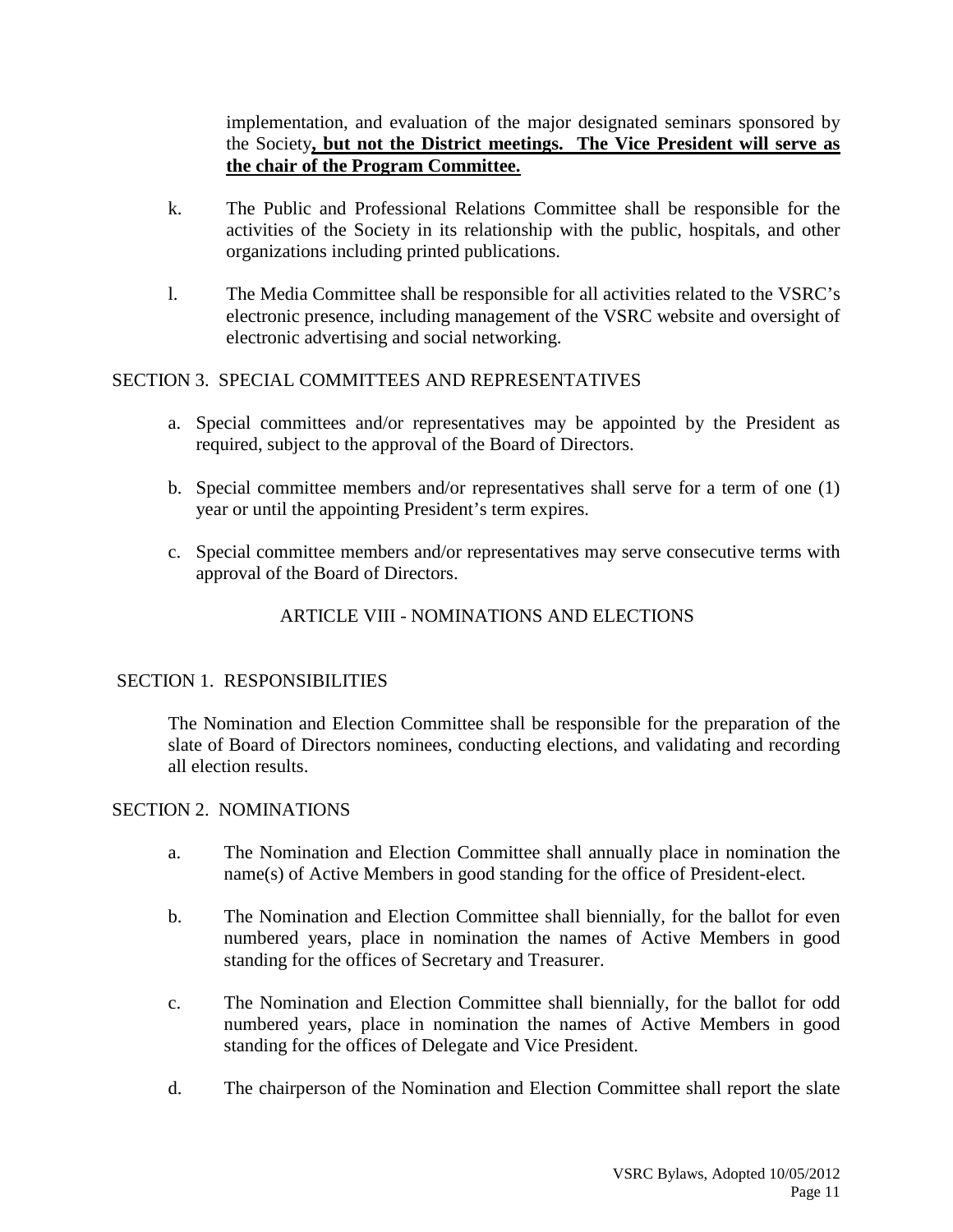implementation, and evaluation of the major designated seminars sponsored by the Society**, but not the District meetings. The Vice President will serve as the chair of the Program Committee.**

k. The Public and Professional Relations Committee shall be responsible for the activities of the Society in its relationship with the public, hospitals, and other organizations including printed publications.

l. The Media Committee shall be responsible for all activities related to the VSRC's electronic presence, including management of the VSRC website and oversight of electronic advertising and social networking.

SECTION 3. SPECIAL COMMITTEES AND REPRESENTATIVES

a. Special committees and/or representatives may be appointed by the President as required, subject to the approval of the Board of Directors.

b. Special committee members and/or representatives shall serve for a term of one (1) year or until the appointing President's term expires.

c. Special committee members and/or representatives may serve consecutive terms with approval of the Board of Directors.

## ARTICLE VIII - NOMINATIONS AND ELECTIONS

SECTION 1. RESPONSIBILITIES

The Nomination and Election Committee shall be responsible for the preparation of the slate of Board of Directors nominees, conducting elections, and validating and recording all election results.

SECTION 2. NOMINATIONS

a. The Nomination and Election Committee shall annually place in nomination the name(s) of Active Members in good standing for the office of President-elect.

b. The Nomination and Election Committee shall biennially, for the ballot for even numbered years, place in nomination the names of Active Members in good standing for the offices of Secretary and Treasurer.

c. The Nomination and Election Committee shall biennially, for the ballot for odd numbered years, place in nomination the names of Active Members in good standing for the offices of Delegate and Vice President.

d. The chairperson of the Nomination and Election Committee shall report the slate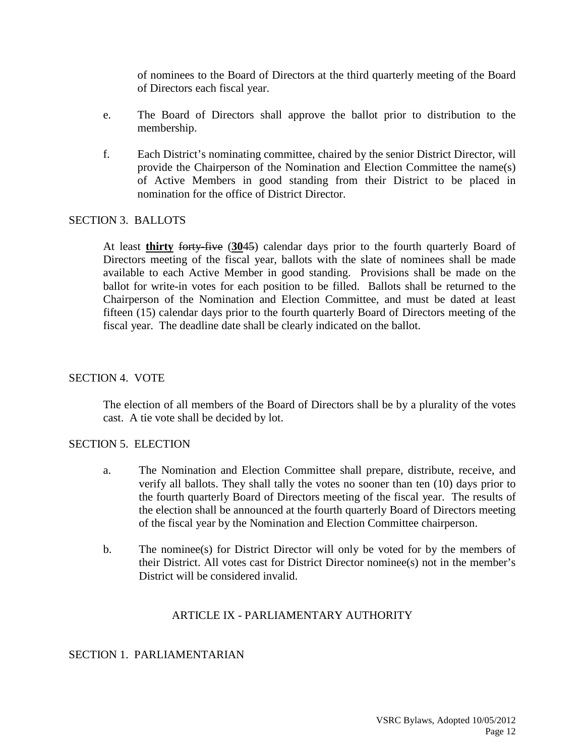of nominees to the Board of Directors at the third quarterly meeting of the Board of Directors each fiscal year.

e. The Board of Directors shall approve the ballot prior to distribution to the membership.

f. Each District's nominating committee, chaired by the senior District Director, will provide the Chairperson of the Nomination and Election Committee the name(s) of Active Members in good standing from their District to be placed in nomination for the office of District Director.

SECTION 3. BALLOTS

At least **thirty** ~~forty-five~~ (**30**~~45~~) calendar days prior to the fourth quarterly Board of Directors meeting of the fiscal year, ballots with the slate of nominees shall be made available to each Active Member in good standing. Provisions shall be made on the ballot for write-in votes for each position to be filled. Ballots shall be returned to the Chairperson of the Nomination and Election Committee, and must be dated at least fifteen (15) calendar days prior to the fourth quarterly Board of Directors meeting of the fiscal year. The deadline date shall be clearly indicated on the ballot.

SECTION 4. VOTE

The election of all members of the Board of Directors shall be by a plurality of the votes cast. A tie vote shall be decided by lot.

SECTION 5. ELECTION

a. The Nomination and Election Committee shall prepare, distribute, receive, and verify all ballots. They shall tally the votes no sooner than ten (10) days prior to the fourth quarterly Board of Directors meeting of the fiscal year. The results of the election shall be announced at the fourth quarterly Board of Directors meeting of the fiscal year by the Nomination and Election Committee chairperson.

b. The nominee(s) for District Director will only be voted for by the members of their District. All votes cast for District Director nominee(s) not in the member's District will be considered invalid.

## ARTICLE IX - PARLIAMENTARY AUTHORITY

SECTION 1. PARLIAMENTARIAN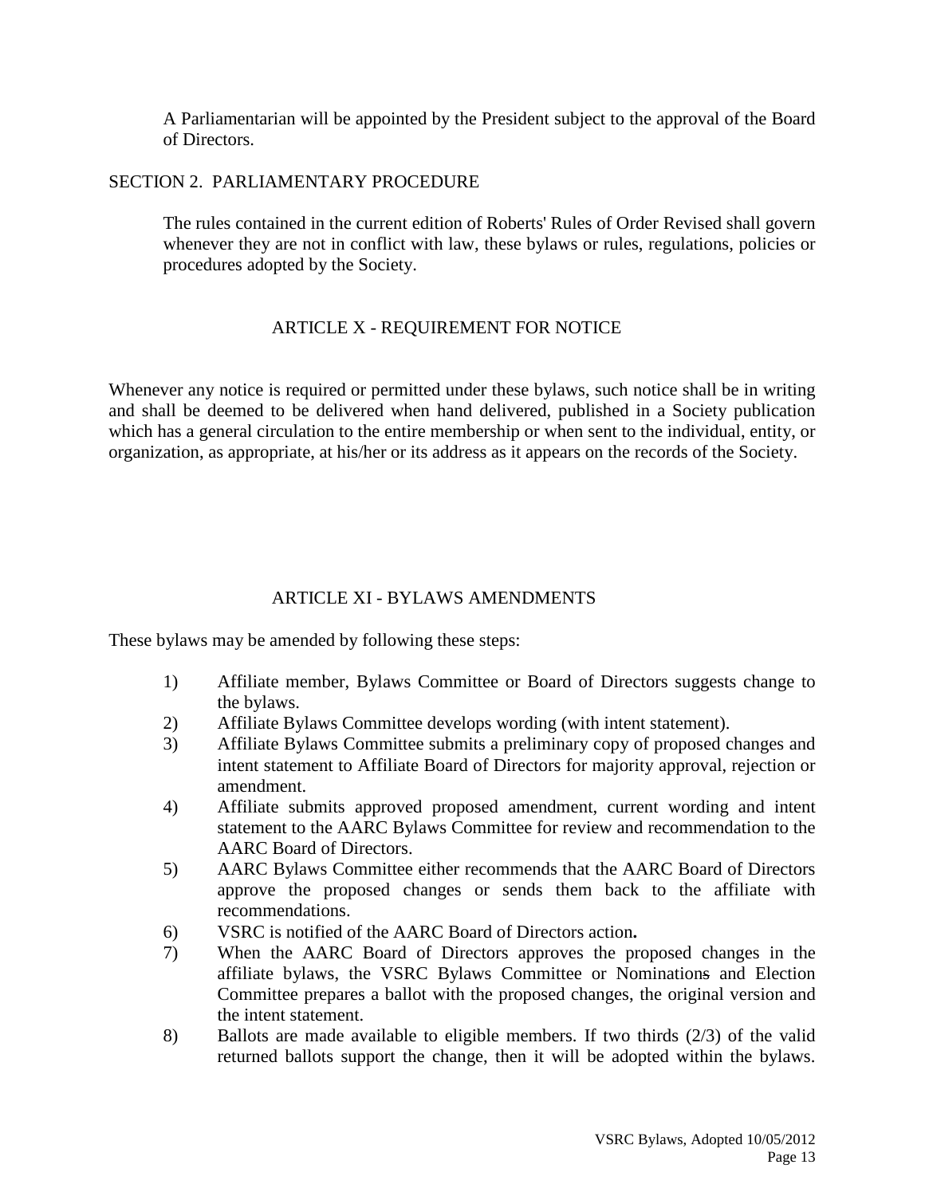A Parliamentarian will be appointed by the President subject to the approval of the Board of Directors.

SECTION 2. PARLIAMENTARY PROCEDURE

The rules contained in the current edition of Roberts' Rules of Order Revised shall govern whenever they are not in conflict with law, these bylaws or rules, regulations, policies or procedures adopted by the Society.

## ARTICLE X - REQUIREMENT FOR NOTICE

Whenever any notice is required or permitted under these bylaws, such notice shall be in writing and shall be deemed to be delivered when hand delivered, published in a Society publication which has a general circulation to the entire membership or when sent to the individual, entity, or organization, as appropriate, at his/her or its address as it appears on the records of the Society.

## ARTICLE XI - BYLAWS AMENDMENTS

These bylaws may be amended by following these steps:

1) Affiliate member, Bylaws Committee or Board of Directors suggests change to the bylaws.
2) Affiliate Bylaws Committee develops wording (with intent statement).
3) Affiliate Bylaws Committee submits a preliminary copy of proposed changes and intent statement to Affiliate Board of Directors for majority approval, rejection or amendment.
4) Affiliate submits approved proposed amendment, current wording and intent statement to the AARC Bylaws Committee for review and recommendation to the AARC Board of Directors.
5) AARC Bylaws Committee either recommends that the AARC Board of Directors approve the proposed changes or sends them back to the affiliate with recommendations.
6) VSRC is notified of the AARC Board of Directors action**.**
7) When the AARC Board of Directors approves the proposed changes in the affiliate bylaws, the VSRC Bylaws Committee or Nominations and Election Committee prepares a ballot with the proposed changes, the original version and the intent statement.
8) Ballots are made available to eligible members. If two thirds (2/3) of the valid returned ballots support the change, then it will be adopted within the bylaws.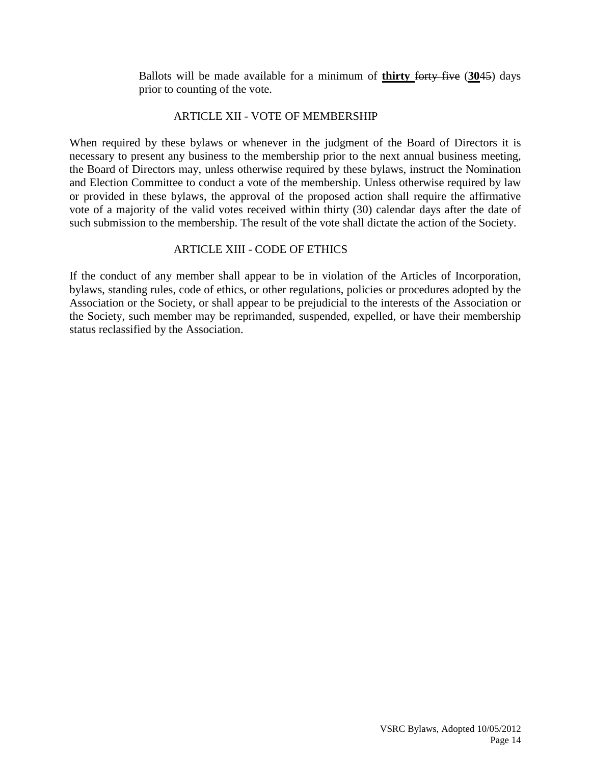Ballots will be made available for a minimum of **<u>thirty</u>** ~~forty five~~ (**<u>30</u>**~~45~~) days prior to counting of the vote.

## ARTICLE XII - VOTE OF MEMBERSHIP

When required by these bylaws or whenever in the judgment of the Board of Directors it is necessary to present any business to the membership prior to the next annual business meeting, the Board of Directors may, unless otherwise required by these bylaws, instruct the Nomination and Election Committee to conduct a vote of the membership. Unless otherwise required by law or provided in these bylaws, the approval of the proposed action shall require the affirmative vote of a majority of the valid votes received within thirty (30) calendar days after the date of such submission to the membership. The result of the vote shall dictate the action of the Society.

## ARTICLE XIII - CODE OF ETHICS

If the conduct of any member shall appear to be in violation of the Articles of Incorporation, bylaws, standing rules, code of ethics, or other regulations, policies or procedures adopted by the Association or the Society, or shall appear to be prejudicial to the interests of the Association or the Society, such member may be reprimanded, suspended, expelled, or have their membership status reclassified by the Association.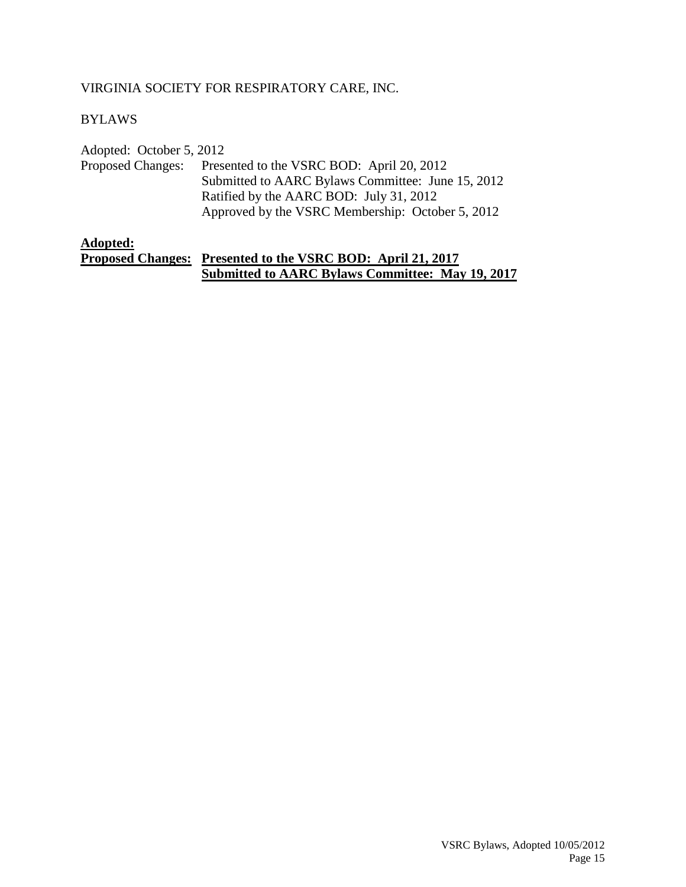VIRGINIA SOCIETY FOR RESPIRATORY CARE, INC.

BYLAWS

Adopted: October 5, 2012

Proposed Changes: Presented to the VSRC BOD: April 20, 2012
Submitted to AARC Bylaws Committee: June 15, 2012
Ratified by the AARC BOD: July 31, 2012
Approved by the VSRC Membership: October 5, 2012

**Adopted:**

**Proposed Changes: Presented to the VSRC BOD: April 21, 2017**
**Submitted to AARC Bylaws Committee: May 19, 2017**